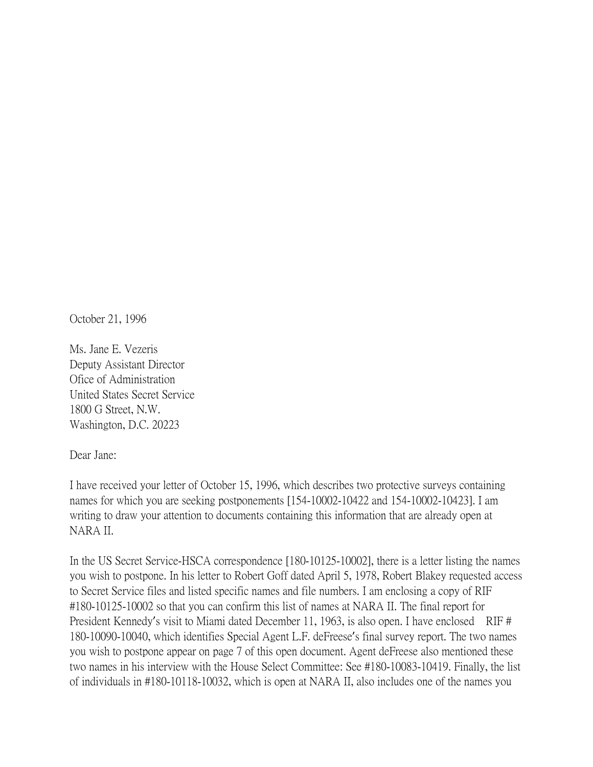October 21, 1996

Ms. Jane E. Vezeris
Deputy Assistant Director
Ofice of Administration
United States Secret Service
1800 G Street, N.W.
Washington, D.C. 20223

Dear Jane:

I have received your letter of October 15, 1996, which describes two protective surveys containing names for which you are seeking postponements [154-10002-10422 and 154-10002-10423]. I am writing to draw your attention to documents containing this information that are already open at NARA II.

In the US Secret Service-HSCA correspondence [180-10125-10002], there is a letter listing the names you wish to postpone. In his letter to Robert Goff dated April 5, 1978, Robert Blakey requested access to Secret Service files and listed specific names and file numbers. I am enclosing a copy of RIF #180-10125-10002 so that you can confirm this list of names at NARA II. The final report for President Kennedy's visit to Miami dated December 11, 1963, is also open. I have enclosed RIF # 180-10090-10040, which identifies Special Agent L.F. deFreese's final survey report. The two names you wish to postpone appear on page 7 of this open document. Agent deFreese also mentioned these two names in his interview with the House Select Committee: See #180-10083-10419. Finally, the list of individuals in #180-10118-10032, which is open at NARA II, also includes one of the names you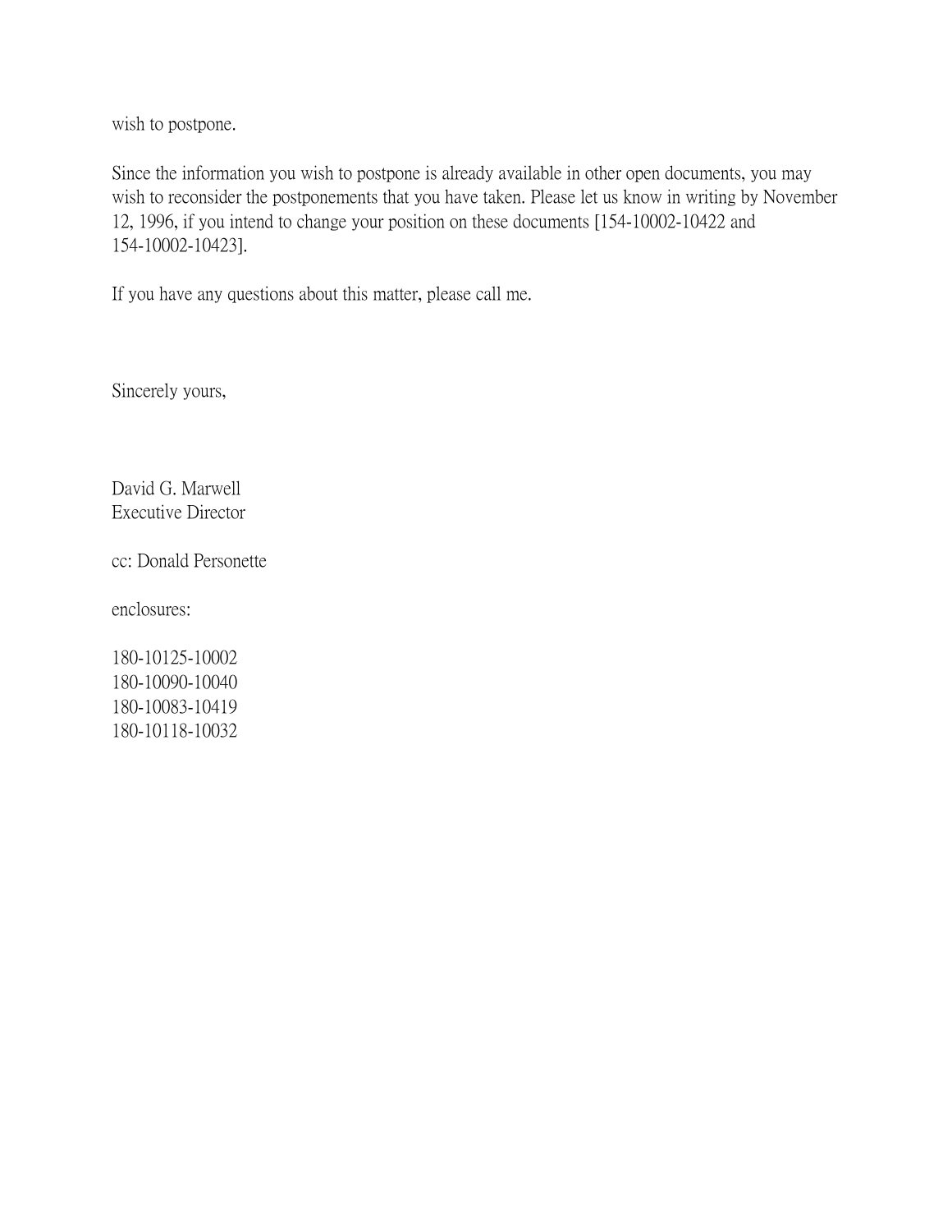wish to postpone.

Since the information you wish to postpone is already available in other open documents, you may wish to reconsider the postponements that you have taken. Please let us know in writing by November 12, 1996, if you intend to change your position on these documents [154-10002-10422 and 154-10002-10423].

If you have any questions about this matter, please call me.

Sincerely yours,

David G. Marwell
Executive Director

cc: Donald Personette

enclosures:

180-10125-10002
180-10090-10040
180-10083-10419
180-10118-10032